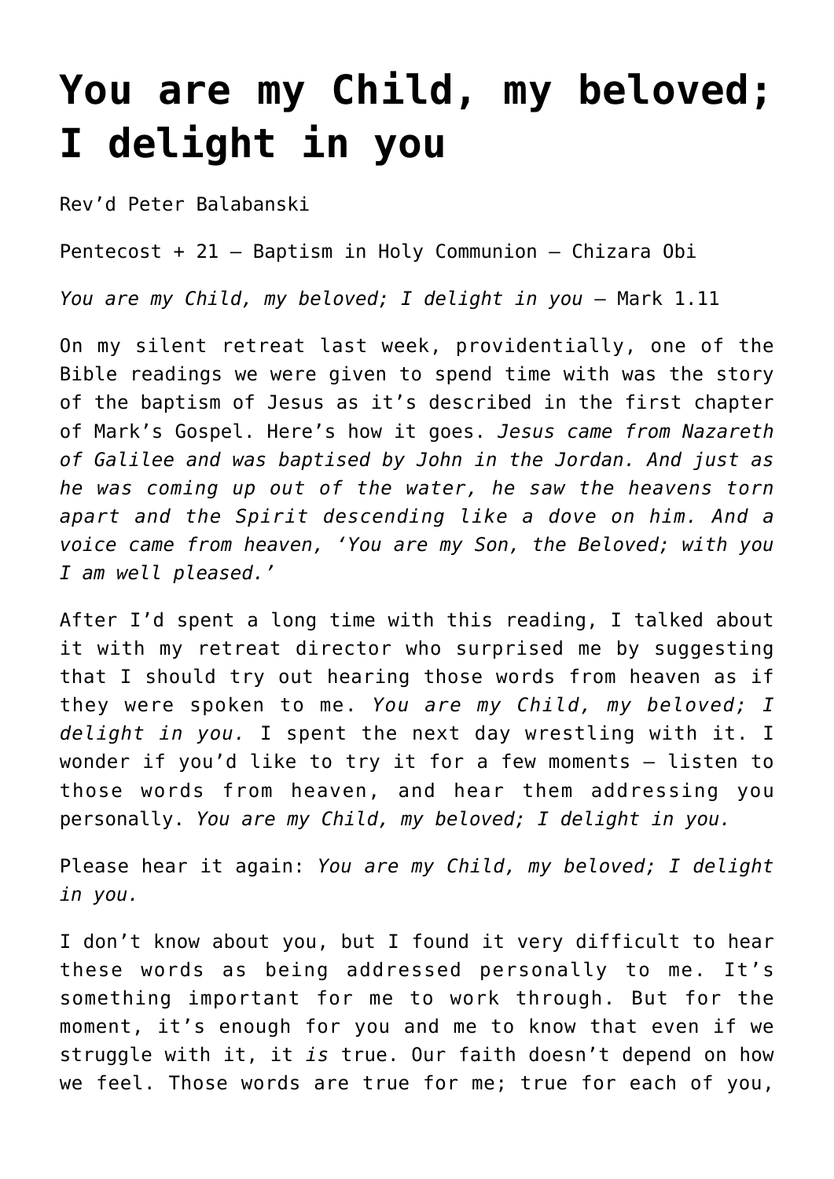# You are my Child, my beloved; I delight in you

Rev'd Peter Balabanski

Pentecost + 21 – Baptism in Holy Communion – Chizara Obi

*You are my Child, my beloved; I delight in you* – Mark 1.11

On my silent retreat last week, providentially, one of the Bible readings we were given to spend time with was the story of the baptism of Jesus as it's described in the first chapter of Mark's Gospel. Here's how it goes. *Jesus came from Nazareth of Galilee and was baptised by John in the Jordan. And just as he was coming up out of the water, he saw the heavens torn apart and the Spirit descending like a dove on him. And a voice came from heaven, 'You are my Son, the Beloved; with you I am well pleased.'*

After I'd spent a long time with this reading, I talked about it with my retreat director who surprised me by suggesting that I should try out hearing those words from heaven as if they were spoken to me. *You are my Child, my beloved; I delight in you.* I spent the next day wrestling with it. I wonder if you'd like to try it for a few moments – listen to those words from heaven, and hear them addressing you personally. *You are my Child, my beloved; I delight in you.*

Please hear it again: *You are my Child, my beloved; I delight in you.*

I don't know about you, but I found it very difficult to hear these words as being addressed personally to me. It's something important for me to work through. But for the moment, it's enough for you and me to know that even if we struggle with it, it *is* true. Our faith doesn't depend on how we feel. Those words are true for me; true for each of you,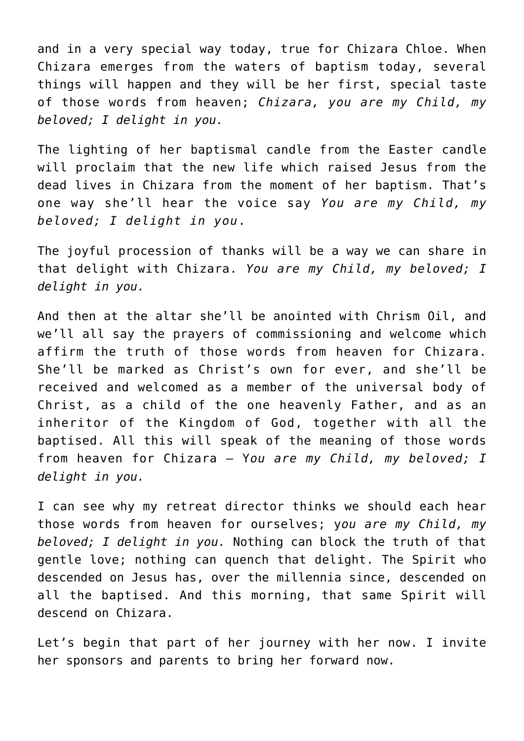and in a very special way today, true for Chizara Chloe. When Chizara emerges from the waters of baptism today, several things will happen and they will be her first, special taste of those words from heaven; *Chizara, you are my Child, my beloved; I delight in you.*

The lighting of her baptismal candle from the Easter candle will proclaim that the new life which raised Jesus from the dead lives in Chizara from the moment of her baptism. That's one way she'll hear the voice say *You are my Child, my beloved; I delight in you*.

The joyful procession of thanks will be a way we can share in that delight with Chizara. *You are my Child, my beloved; I delight in you.*

And then at the altar she'll be anointed with Chrism Oil, and we'll all say the prayers of commissioning and welcome which affirm the truth of those words from heaven for Chizara. She'll be marked as Christ's own for ever, and she'll be received and welcomed as a member of the universal body of Christ, as a child of the one heavenly Father, and as an inheritor of the Kingdom of God, together with all the baptised. All this will speak of the meaning of those words from heaven for Chizara – Y*ou are my Child, my beloved; I delight in you.*

I can see why my retreat director thinks we should each hear those words from heaven for ourselves; y*ou are my Child, my beloved; I delight in you.* Nothing can block the truth of that gentle love; nothing can quench that delight. The Spirit who descended on Jesus has, over the millennia since, descended on all the baptised. And this morning, that same Spirit will descend on Chizara.

Let's begin that part of her journey with her now. I invite her sponsors and parents to bring her forward now.